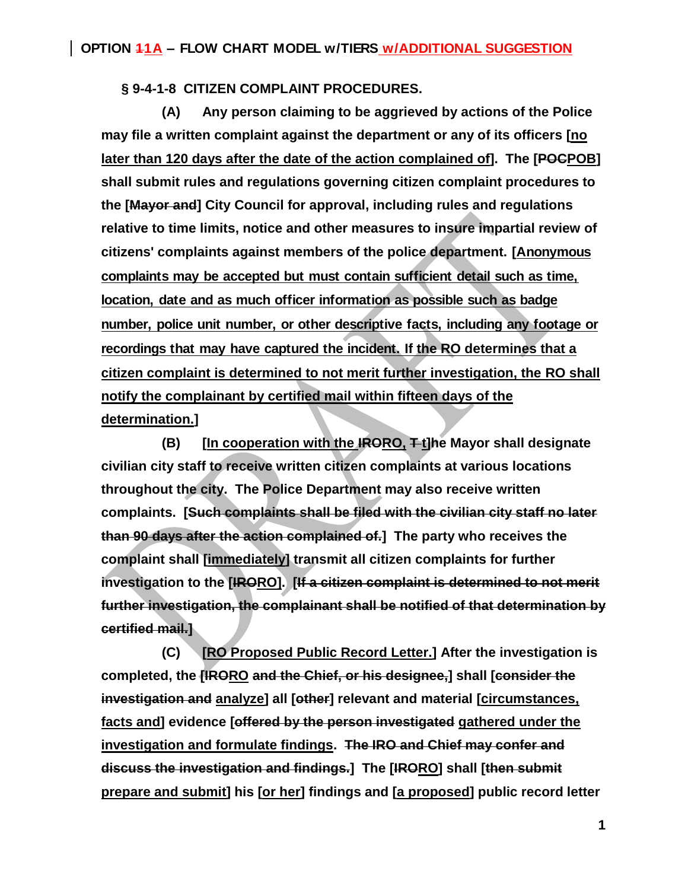# OPTION ~~1~~1A – FLOW CHART MODEL w/TIERS w/ADDITIONAL SUGGESTION

**§ 9-4-1-8 CITIZEN COMPLAINT PROCEDURES.**

**(A) Any person claiming to be aggrieved by actions of the Police may file a written complaint against the department or any of its officers [no later than 120 days after the date of the action complained of]. The [~~POC~~POB] shall submit rules and regulations governing citizen complaint procedures to the [~~Mayor and~~] City Council for approval, including rules and regulations relative to time limits, notice and other measures to insure impartial review of citizens' complaints against members of the police department. [Anonymous complaints may be accepted but must contain sufficient detail such as time, location, date and as much officer information as possible such as badge number, police unit number, or other descriptive facts, including any footage or recordings that may have captured the incident. If the RO determines that a citizen complaint is determined to not merit further investigation, the RO shall notify the complainant by certified mail within fifteen days of the determination.]**

**(B) [In cooperation with the ~~I~~RO, ~~T~~ t]he Mayor shall designate civilian city staff to receive written citizen complaints at various locations throughout the city. The Police Department may also receive written complaints. [~~Such complaints shall be filed with the civilian city staff no later than 90 days after the action complained of.~~] The party who receives the complaint shall [immediately] transmit all citizen complaints for further investigation to the [~~I~~RO]. [~~If a citizen complaint is determined to not merit further investigation, the complainant shall be notified of that determination by certified mail.~~]**

**(C) [RO Proposed Public Record Letter.] After the investigation is completed, the [~~I~~RO ~~and the Chief, or his designee,~~] shall [~~consider the investigation and~~ analyze] all [~~other~~] relevant and material [circumstances, facts and] evidence [~~offered by the person investigated~~ gathered under the investigation and formulate findings. ~~The IRO and Chief may confer and discuss the investigation and findings.~~] The [~~I~~RO] shall [~~then submit~~ prepare and submit] his [or her] findings and [a proposed] public record letter**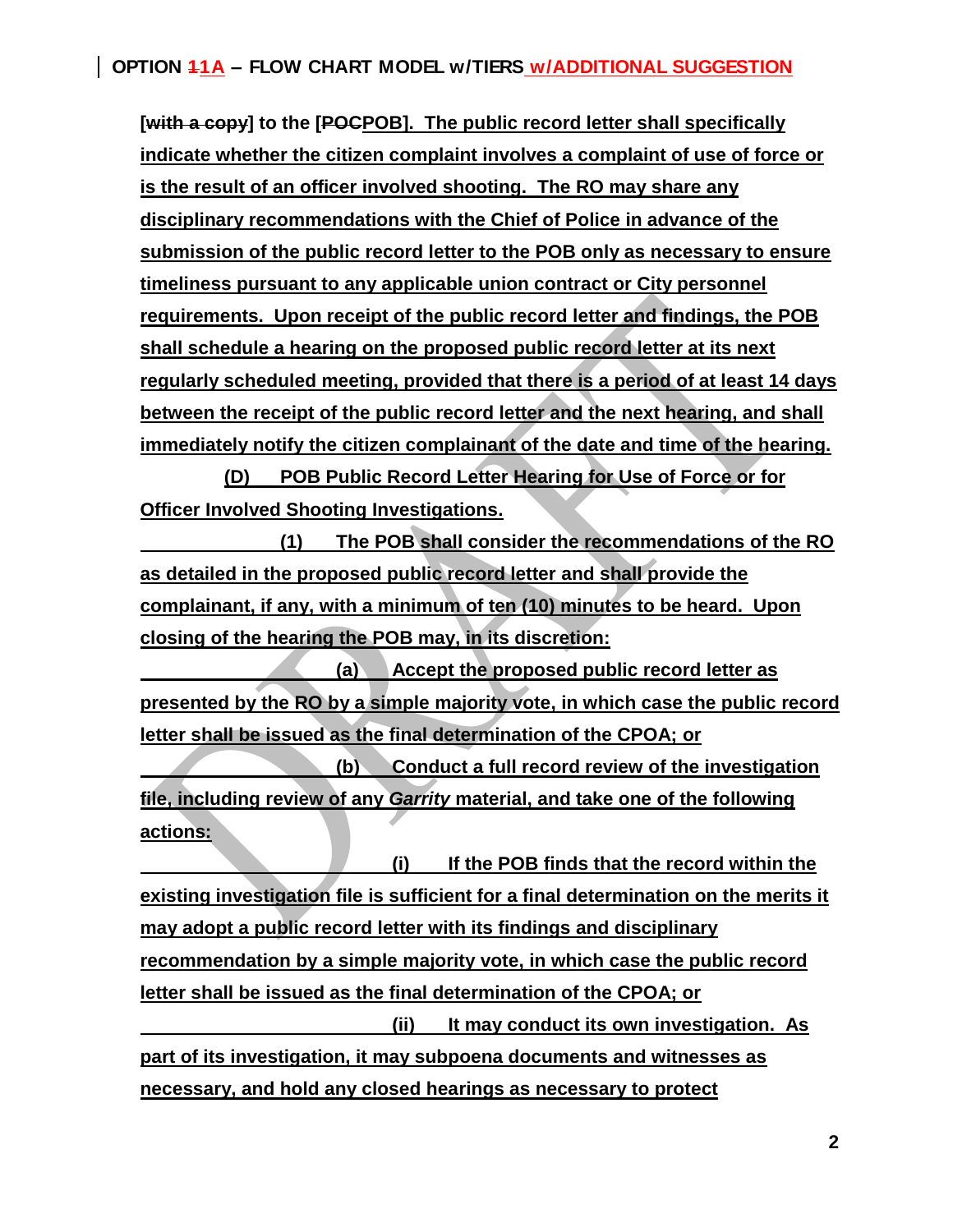**[~~with a copy~~] to the [~~POC~~POB]. The public record letter shall specifically indicate whether the citizen complaint involves a complaint of use of force or is the result of an officer involved shooting. The RO may share any disciplinary recommendations with the Chief of Police in advance of the submission of the public record letter to the POB only as necessary to ensure timeliness pursuant to any applicable union contract or City personnel requirements. Upon receipt of the public record letter and findings, the POB shall schedule a hearing on the proposed public record letter at its next regularly scheduled meeting, provided that there is a period of at least 14 days between the receipt of the public record letter and the next hearing, and shall immediately notify the citizen complainant of the date and time of the hearing.**

**(D) POB Public Record Letter Hearing for Use of Force or for Officer Involved Shooting Investigations.**

**(1) The POB shall consider the recommendations of the RO as detailed in the proposed public record letter and shall provide the complainant, if any, with a minimum of ten (10) minutes to be heard. Upon closing of the hearing the POB may, in its discretion:**

**(a) Accept the proposed public record letter as presented by the RO by a simple majority vote, in which case the public record letter shall be issued as the final determination of the CPOA; or**

**(b) Conduct a full record review of the investigation file, including review of any *Garrity* material, and take one of the following actions:**

**(i) If the POB finds that the record within the existing investigation file is sufficient for a final determination on the merits it may adopt a public record letter with its findings and disciplinary recommendation by a simple majority vote, in which case the public record letter shall be issued as the final determination of the CPOA; or**

**(ii) It may conduct its own investigation. As part of its investigation, it may subpoena documents and witnesses as necessary, and hold any closed hearings as necessary to protect**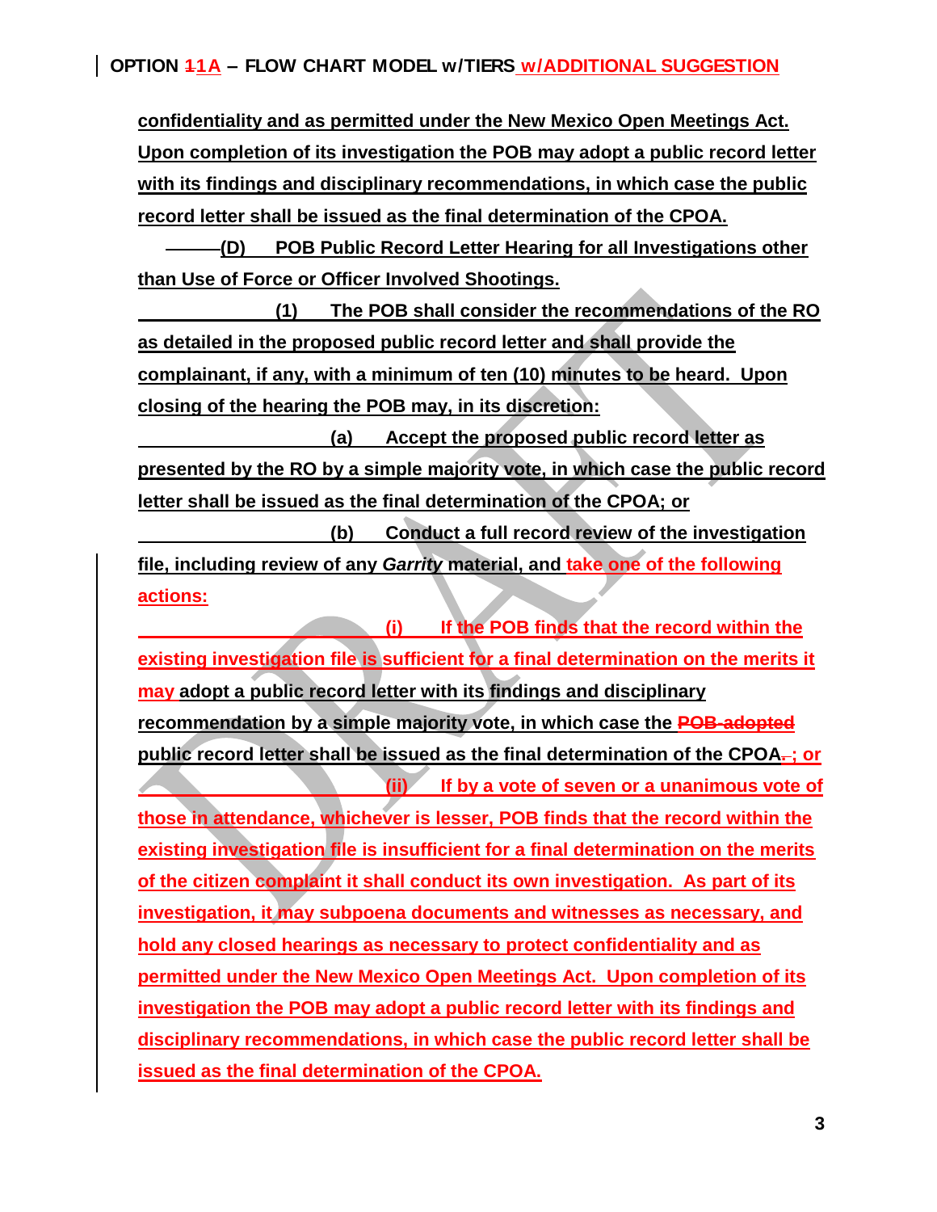confidentiality and as permitted under the New Mexico Open Meetings Act. Upon completion of its investigation the POB may adopt a public record letter with its findings and disciplinary recommendations, in which case the public record letter shall be issued as the final determination of the CPOA.

**(D) POB Public Record Letter Hearing for all Investigations other than Use of Force or Officer Involved Shootings.**

(1) The POB shall consider the recommendations of the RO as detailed in the proposed public record letter and shall provide the complainant, if any, with a minimum of ten (10) minutes to be heard. Upon closing of the hearing the POB may, in its discretion:

(a) Accept the proposed public record letter as presented by the RO by a simple majority vote, in which case the public record letter shall be issued as the final determination of the CPOA; or

(b) Conduct a full record review of the investigation file, including review of any *Garrity* material, and take one of the following actions:

(i) If the POB finds that the record within the existing investigation file is sufficient for a final determination on the merits it may adopt a public record letter with its findings and disciplinary recommendation by a simple majority vote, in which case the ~~POB-adopted~~ public record letter shall be issued as the final determination of the CPOA~~.~~; or

(ii) If by a vote of seven or a unanimous vote of those in attendance, whichever is lesser, POB finds that the record within the existing investigation file is insufficient for a final determination on the merits of the citizen complaint it shall conduct its own investigation. As part of its investigation, it may subpoena documents and witnesses as necessary, and hold any closed hearings as necessary to protect confidentiality and as permitted under the New Mexico Open Meetings Act. Upon completion of its investigation the POB may adopt a public record letter with its findings and disciplinary recommendations, in which case the public record letter shall be issued as the final determination of the CPOA.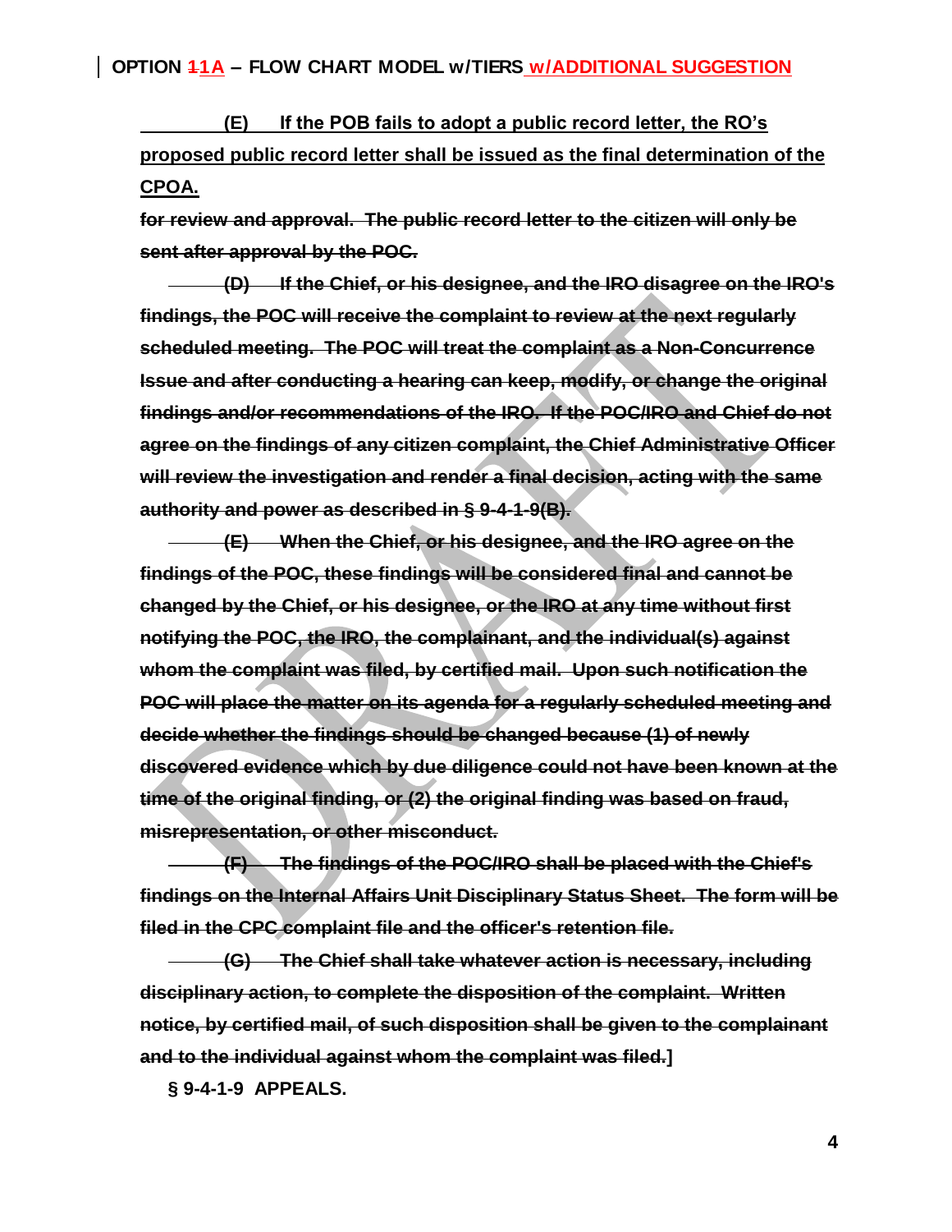**(E) If the POB fails to adopt a public record letter, the RO's proposed public record letter shall be issued as the final determination of the CPOA.**

~~**for review and approval. The public record letter to the citizen will only be sent after approval by the POC.**~~

~~**(D) If the Chief, or his designee, and the IRO disagree on the IRO's findings, the POC will receive the complaint to review at the next regularly scheduled meeting. The POC will treat the complaint as a Non-Concurrence Issue and after conducting a hearing can keep, modify, or change the original findings and/or recommendations of the IRO. If the POC/IRO and Chief do not agree on the findings of any citizen complaint, the Chief Administrative Officer will review the investigation and render a final decision, acting with the same authority and power as described in § 9-4-1-9(B).**~~

~~**(E) When the Chief, or his designee, and the IRO agree on the findings of the POC, these findings will be considered final and cannot be changed by the Chief, or his designee, or the IRO at any time without first notifying the POC, the IRO, the complainant, and the individual(s) against whom the complaint was filed, by certified mail. Upon such notification the POC will place the matter on its agenda for a regularly scheduled meeting and decide whether the findings should be changed because (1) of newly discovered evidence which by due diligence could not have been known at the time of the original finding, or (2) the original finding was based on fraud, misrepresentation, or other misconduct.**~~

~~**(F) The findings of the POC/IRO shall be placed with the Chief's findings on the Internal Affairs Unit Disciplinary Status Sheet. The form will be filed in the CPC complaint file and the officer's retention file.**~~

~~**(G) The Chief shall take whatever action is necessary, including disciplinary action, to complete the disposition of the complaint. Written notice, by certified mail, of such disposition shall be given to the complainant and to the individual against whom the complaint was filed.]**~~

**§ 9-4-1-9 APPEALS.**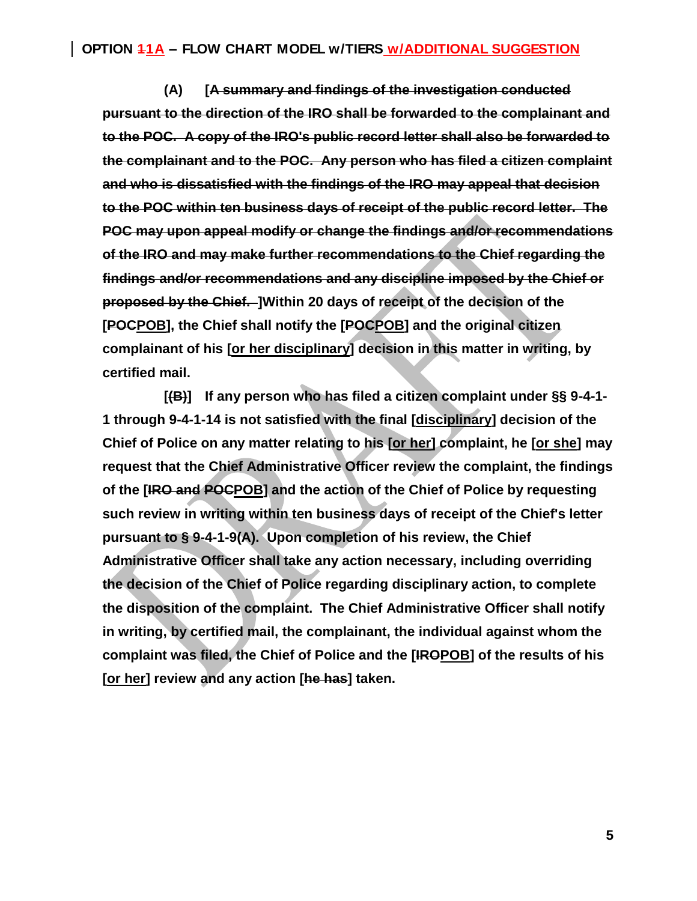**OPTION ~~1~~1A – FLOW CHART MODEL w/TIERS w/ADDITIONAL SUGGESTION**

**(A) [~~A summary and findings of the investigation conducted pursuant to the direction of the IRO shall be forwarded to the complainant and to the POC. A copy of the IRO's public record letter shall also be forwarded to the complainant and to the POC. Any person who has filed a citizen complaint and who is dissatisfied with the findings of the IRO may appeal that decision to the POC within ten business days of receipt of the public record letter. The POC may upon appeal modify or change the findings and/or recommendations of the IRO and may make further recommendations to the Chief regarding the findings and/or recommendations and any discipline imposed by the Chief or proposed by the Chief.~~ ]Within 20 days of receipt of the decision of the [~~POC~~POB], the Chief shall notify the [~~POC~~POB] and the original citizen complainant of his [or her disciplinary] decision in this matter in writing, by certified mail.**

**[~~(B)~~] If any person who has filed a citizen complaint under §§ 9-4-1-1 through 9-4-1-14 is not satisfied with the final [disciplinary] decision of the Chief of Police on any matter relating to his [or her] complaint, he [or she] may request that the Chief Administrative Officer review the complaint, the findings of the [~~IRO and POC~~POB] and the action of the Chief of Police by requesting such review in writing within ten business days of receipt of the Chief's letter pursuant to § 9-4-1-9(A). Upon completion of his review, the Chief Administrative Officer shall take any action necessary, including overriding the decision of the Chief of Police regarding disciplinary action, to complete the disposition of the complaint. The Chief Administrative Officer shall notify in writing, by certified mail, the complainant, the individual against whom the complaint was filed, the Chief of Police and the [~~IRO~~POB] of the results of his [or her] review and any action [~~he has~~] taken.**